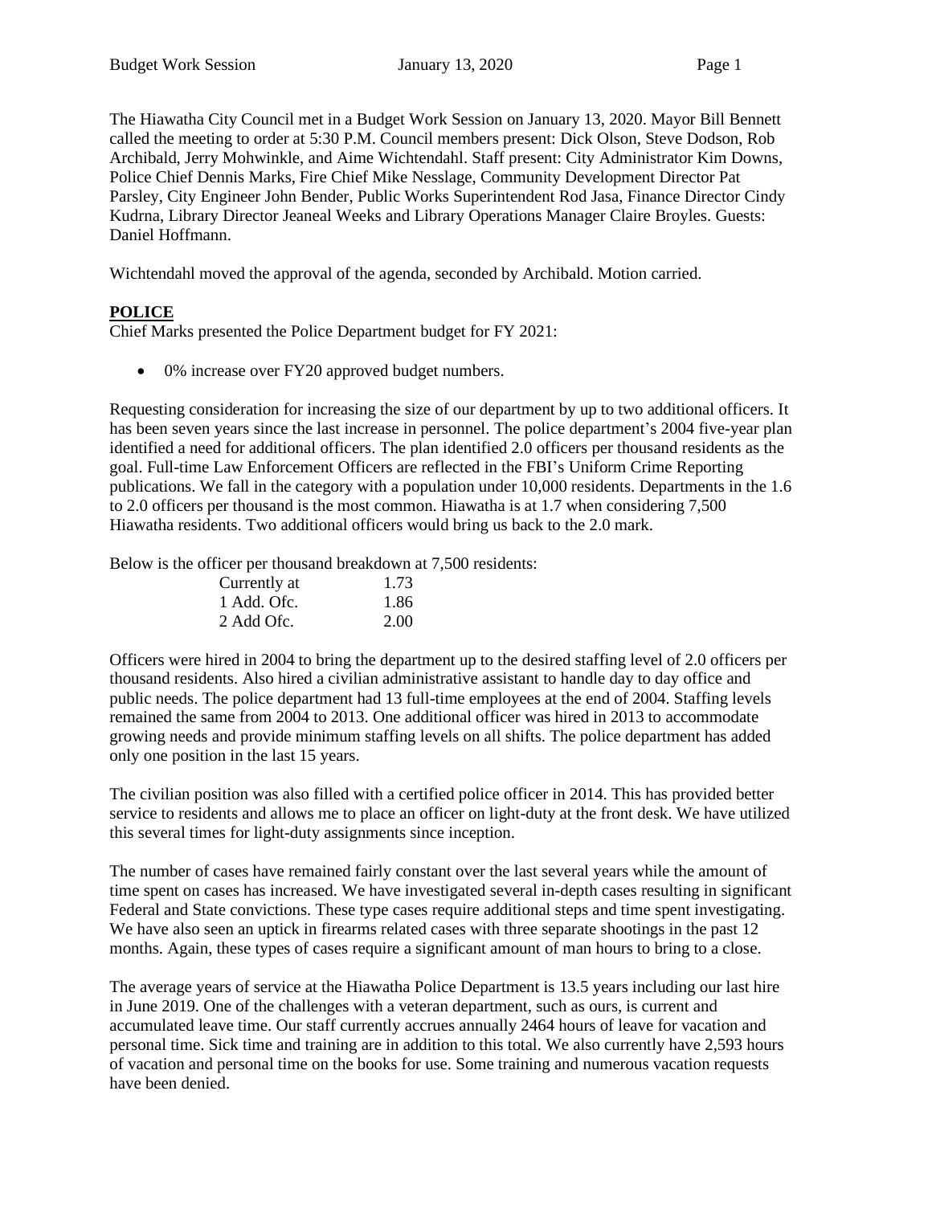The Hiawatha City Council met in a Budget Work Session on January 13, 2020. Mayor Bill Bennett called the meeting to order at 5:30 P.M. Council members present: Dick Olson, Steve Dodson, Rob Archibald, Jerry Mohwinkle, and Aime Wichtendahl. Staff present: City Administrator Kim Downs, Police Chief Dennis Marks, Fire Chief Mike Nesslage, Community Development Director Pat Parsley, City Engineer John Bender, Public Works Superintendent Rod Jasa, Finance Director Cindy Kudrna, Library Director Jeaneal Weeks and Library Operations Manager Claire Broyles. Guests: Daniel Hoffmann.

Wichtendahl moved the approval of the agenda, seconded by Archibald. Motion carried.

## POLICE

Chief Marks presented the Police Department budget for FY 2021:

- 0% increase over FY20 approved budget numbers.

Requesting consideration for increasing the size of our department by up to two additional officers. It has been seven years since the last increase in personnel. The police department's 2004 five-year plan identified a need for additional officers. The plan identified 2.0 officers per thousand residents as the goal. Full-time Law Enforcement Officers are reflected in the FBI's Uniform Crime Reporting publications. We fall in the category with a population under 10,000 residents. Departments in the 1.6 to 2.0 officers per thousand is the most common. Hiawatha is at 1.7 when considering 7,500 Hiawatha residents. Two additional officers would bring us back to the 2.0 mark.

Below is the officer per thousand breakdown at 7,500 residents:

| | |
|---|---|
| Currently at | 1.73 |
| 1 Add. Ofc. | 1.86 |
| 2 Add Ofc. | 2.00 |

Officers were hired in 2004 to bring the department up to the desired staffing level of 2.0 officers per thousand residents. Also hired a civilian administrative assistant to handle day to day office and public needs. The police department had 13 full-time employees at the end of 2004. Staffing levels remained the same from 2004 to 2013. One additional officer was hired in 2013 to accommodate growing needs and provide minimum staffing levels on all shifts. The police department has added only one position in the last 15 years.

The civilian position was also filled with a certified police officer in 2014. This has provided better service to residents and allows me to place an officer on light-duty at the front desk. We have utilized this several times for light-duty assignments since inception.

The number of cases have remained fairly constant over the last several years while the amount of time spent on cases has increased. We have investigated several in-depth cases resulting in significant Federal and State convictions. These type cases require additional steps and time spent investigating. We have also seen an uptick in firearms related cases with three separate shootings in the past 12 months. Again, these types of cases require a significant amount of man hours to bring to a close.

The average years of service at the Hiawatha Police Department is 13.5 years including our last hire in June 2019. One of the challenges with a veteran department, such as ours, is current and accumulated leave time. Our staff currently accrues annually 2464 hours of leave for vacation and personal time. Sick time and training are in addition to this total. We also currently have 2,593 hours of vacation and personal time on the books for use. Some training and numerous vacation requests have been denied.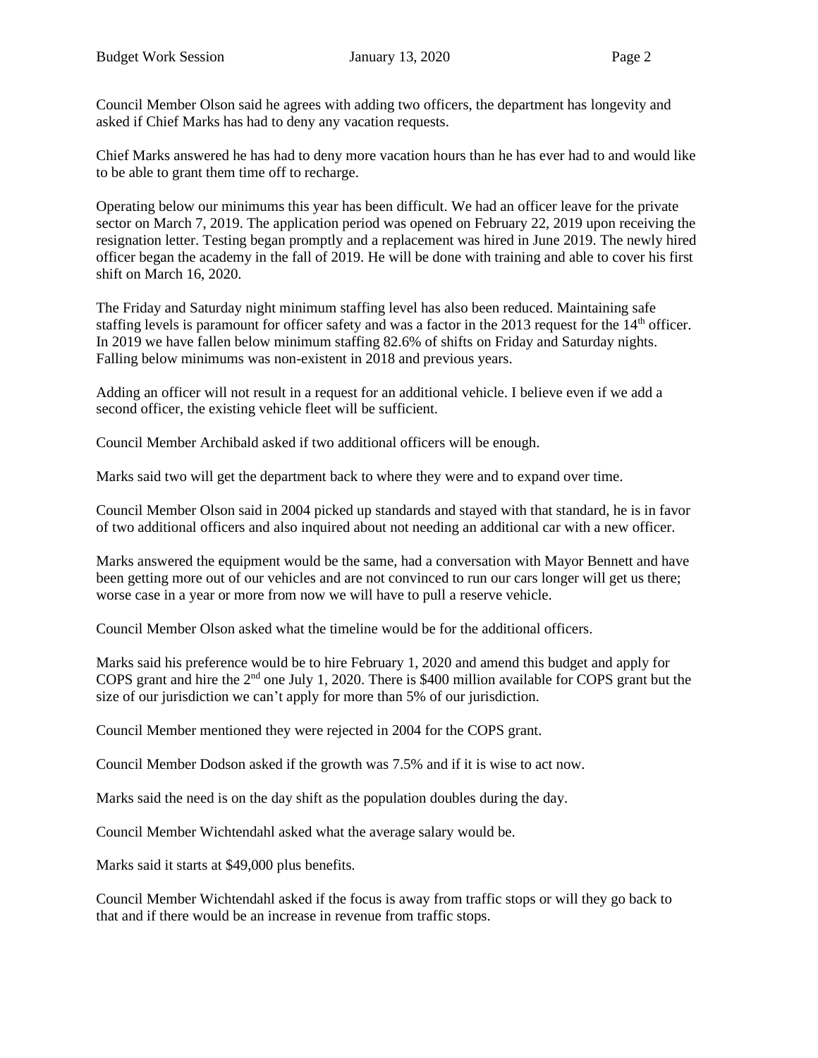Council Member Olson said he agrees with adding two officers, the department has longevity and asked if Chief Marks has had to deny any vacation requests.

Chief Marks answered he has had to deny more vacation hours than he has ever had to and would like to be able to grant them time off to recharge.

Operating below our minimums this year has been difficult. We had an officer leave for the private sector on March 7, 2019. The application period was opened on February 22, 2019 upon receiving the resignation letter. Testing began promptly and a replacement was hired in June 2019. The newly hired officer began the academy in the fall of 2019. He will be done with training and able to cover his first shift on March 16, 2020.

The Friday and Saturday night minimum staffing level has also been reduced. Maintaining safe staffing levels is paramount for officer safety and was a factor in the 2013 request for the 14th officer. In 2019 we have fallen below minimum staffing 82.6% of shifts on Friday and Saturday nights. Falling below minimums was non-existent in 2018 and previous years.

Adding an officer will not result in a request for an additional vehicle. I believe even if we add a second officer, the existing vehicle fleet will be sufficient.

Council Member Archibald asked if two additional officers will be enough.

Marks said two will get the department back to where they were and to expand over time.

Council Member Olson said in 2004 picked up standards and stayed with that standard, he is in favor of two additional officers and also inquired about not needing an additional car with a new officer.

Marks answered the equipment would be the same, had a conversation with Mayor Bennett and have been getting more out of our vehicles and are not convinced to run our cars longer will get us there; worse case in a year or more from now we will have to pull a reserve vehicle.

Council Member Olson asked what the timeline would be for the additional officers.

Marks said his preference would be to hire February 1, 2020 and amend this budget and apply for COPS grant and hire the 2nd one July 1, 2020. There is $400 million available for COPS grant but the size of our jurisdiction we can't apply for more than 5% of our jurisdiction.

Council Member mentioned they were rejected in 2004 for the COPS grant.

Council Member Dodson asked if the growth was 7.5% and if it is wise to act now.

Marks said the need is on the day shift as the population doubles during the day.

Council Member Wichtendahl asked what the average salary would be.

Marks said it starts at $49,000 plus benefits.

Council Member Wichtendahl asked if the focus is away from traffic stops or will they go back to that and if there would be an increase in revenue from traffic stops.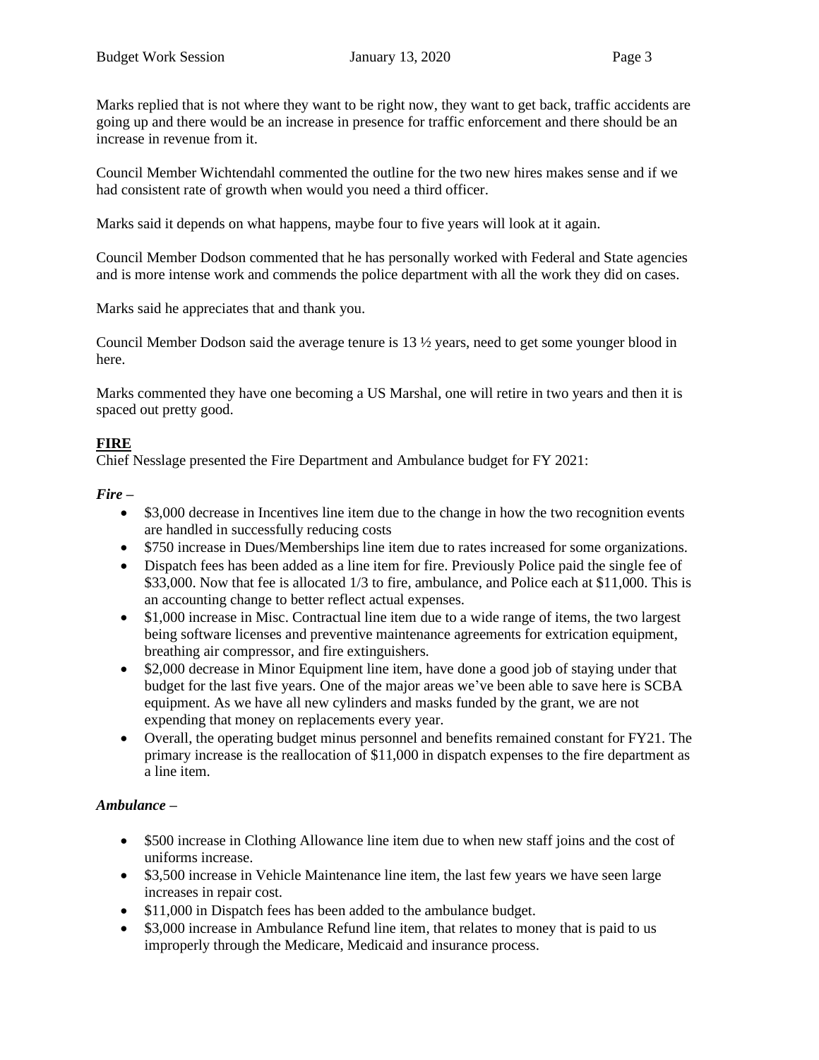Marks replied that is not where they want to be right now, they want to get back, traffic accidents are going up and there would be an increase in presence for traffic enforcement and there should be an increase in revenue from it.

Council Member Wichtendahl commented the outline for the two new hires makes sense and if we had consistent rate of growth when would you need a third officer.

Marks said it depends on what happens, maybe four to five years will look at it again.

Council Member Dodson commented that he has personally worked with Federal and State agencies and is more intense work and commends the police department with all the work they did on cases.

Marks said he appreciates that and thank you.

Council Member Dodson said the average tenure is 13 ½ years, need to get some younger blood in here.

Marks commented they have one becoming a US Marshal, one will retire in two years and then it is spaced out pretty good.

## FIRE

Chief Nesslage presented the Fire Department and Ambulance budget for FY 2021:

***Fire –***

- $3,000 decrease in Incentives line item due to the change in how the two recognition events are handled in successfully reducing costs
- $750 increase in Dues/Memberships line item due to rates increased for some organizations.
- Dispatch fees has been added as a line item for fire. Previously Police paid the single fee of $33,000. Now that fee is allocated 1/3 to fire, ambulance, and Police each at $11,000. This is an accounting change to better reflect actual expenses.
- $1,000 increase in Misc. Contractual line item due to a wide range of items, the two largest being software licenses and preventive maintenance agreements for extrication equipment, breathing air compressor, and fire extinguishers.
- $2,000 decrease in Minor Equipment line item, have done a good job of staying under that budget for the last five years. One of the major areas we've been able to save here is SCBA equipment. As we have all new cylinders and masks funded by the grant, we are not expending that money on replacements every year.
- Overall, the operating budget minus personnel and benefits remained constant for FY21. The primary increase is the reallocation of $11,000 in dispatch expenses to the fire department as a line item.

***Ambulance –***

- $500 increase in Clothing Allowance line item due to when new staff joins and the cost of uniforms increase.
- $3,500 increase in Vehicle Maintenance line item, the last few years we have seen large increases in repair cost.
- $11,000 in Dispatch fees has been added to the ambulance budget.
- $3,000 increase in Ambulance Refund line item, that relates to money that is paid to us improperly through the Medicare, Medicaid and insurance process.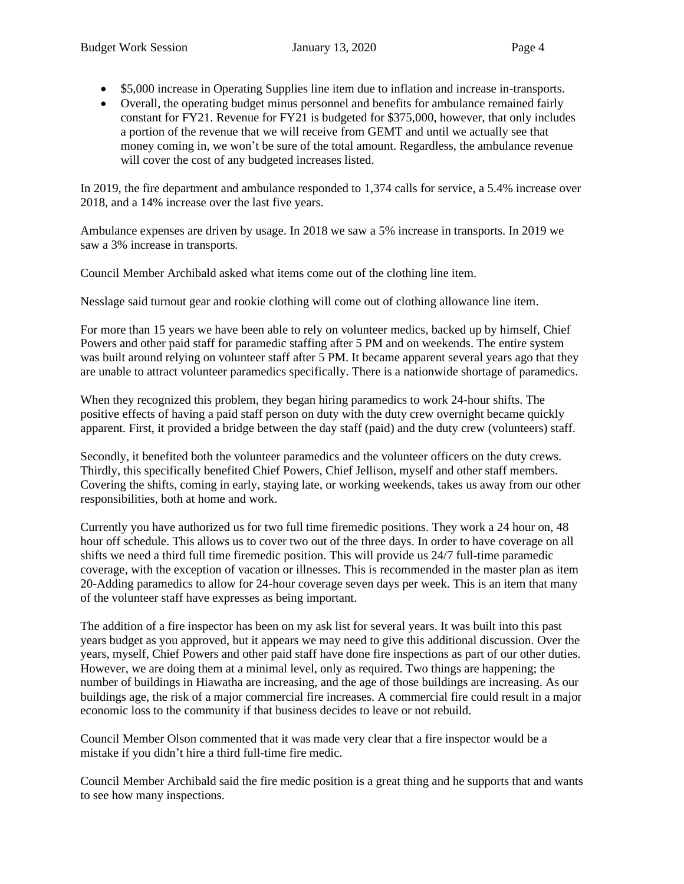- $5,000 increase in Operating Supplies line item due to inflation and increase in-transports.
- Overall, the operating budget minus personnel and benefits for ambulance remained fairly constant for FY21. Revenue for FY21 is budgeted for $375,000, however, that only includes a portion of the revenue that we will receive from GEMT and until we actually see that money coming in, we won't be sure of the total amount. Regardless, the ambulance revenue will cover the cost of any budgeted increases listed.

In 2019, the fire department and ambulance responded to 1,374 calls for service, a 5.4% increase over 2018, and a 14% increase over the last five years.

Ambulance expenses are driven by usage. In 2018 we saw a 5% increase in transports. In 2019 we saw a 3% increase in transports.

Council Member Archibald asked what items come out of the clothing line item.

Nesslage said turnout gear and rookie clothing will come out of clothing allowance line item.

For more than 15 years we have been able to rely on volunteer medics, backed up by himself, Chief Powers and other paid staff for paramedic staffing after 5 PM and on weekends. The entire system was built around relying on volunteer staff after 5 PM. It became apparent several years ago that they are unable to attract volunteer paramedics specifically. There is a nationwide shortage of paramedics.

When they recognized this problem, they began hiring paramedics to work 24-hour shifts. The positive effects of having a paid staff person on duty with the duty crew overnight became quickly apparent. First, it provided a bridge between the day staff (paid) and the duty crew (volunteers) staff.

Secondly, it benefited both the volunteer paramedics and the volunteer officers on the duty crews. Thirdly, this specifically benefited Chief Powers, Chief Jellison, myself and other staff members. Covering the shifts, coming in early, staying late, or working weekends, takes us away from our other responsibilities, both at home and work.

Currently you have authorized us for two full time firemedic positions. They work a 24 hour on, 48 hour off schedule. This allows us to cover two out of the three days. In order to have coverage on all shifts we need a third full time firemedic position. This will provide us 24/7 full-time paramedic coverage, with the exception of vacation or illnesses. This is recommended in the master plan as item 20-Adding paramedics to allow for 24-hour coverage seven days per week. This is an item that many of the volunteer staff have expresses as being important.

The addition of a fire inspector has been on my ask list for several years. It was built into this past years budget as you approved, but it appears we may need to give this additional discussion. Over the years, myself, Chief Powers and other paid staff have done fire inspections as part of our other duties. However, we are doing them at a minimal level, only as required. Two things are happening; the number of buildings in Hiawatha are increasing, and the age of those buildings are increasing. As our buildings age, the risk of a major commercial fire increases. A commercial fire could result in a major economic loss to the community if that business decides to leave or not rebuild.

Council Member Olson commented that it was made very clear that a fire inspector would be a mistake if you didn't hire a third full-time fire medic.

Council Member Archibald said the fire medic position is a great thing and he supports that and wants to see how many inspections.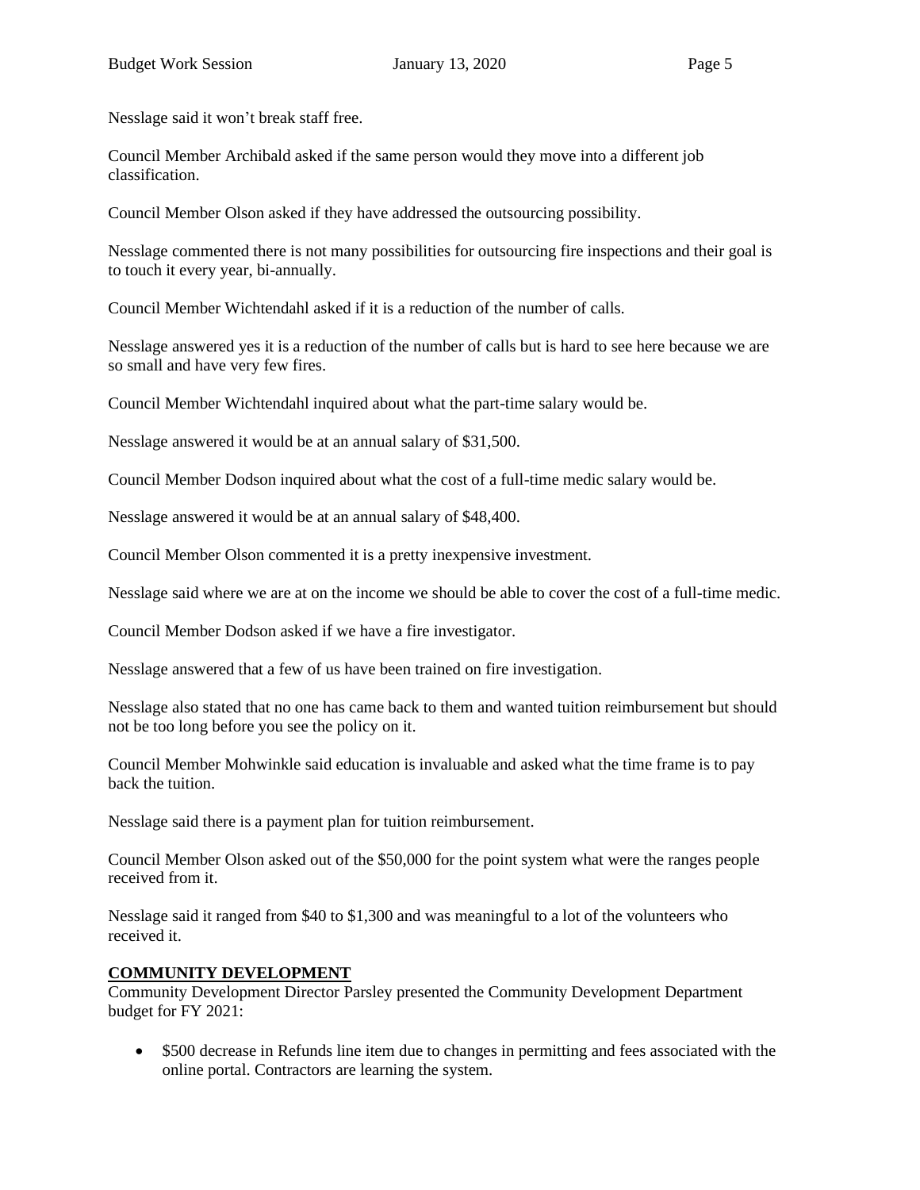Nesslage said it won't break staff free.

Council Member Archibald asked if the same person would they move into a different job classification.

Council Member Olson asked if they have addressed the outsourcing possibility.

Nesslage commented there is not many possibilities for outsourcing fire inspections and their goal is to touch it every year, bi-annually.

Council Member Wichtendahl asked if it is a reduction of the number of calls.

Nesslage answered yes it is a reduction of the number of calls but is hard to see here because we are so small and have very few fires.

Council Member Wichtendahl inquired about what the part-time salary would be.

Nesslage answered it would be at an annual salary of $31,500.

Council Member Dodson inquired about what the cost of a full-time medic salary would be.

Nesslage answered it would be at an annual salary of $48,400.

Council Member Olson commented it is a pretty inexpensive investment.

Nesslage said where we are at on the income we should be able to cover the cost of a full-time medic.

Council Member Dodson asked if we have a fire investigator.

Nesslage answered that a few of us have been trained on fire investigation.

Nesslage also stated that no one has came back to them and wanted tuition reimbursement but should not be too long before you see the policy on it.

Council Member Mohwinkle said education is invaluable and asked what the time frame is to pay back the tuition.

Nesslage said there is a payment plan for tuition reimbursement.

Council Member Olson asked out of the $50,000 for the point system what were the ranges people received from it.

Nesslage said it ranged from $40 to $1,300 and was meaningful to a lot of the volunteers who received it.

**COMMUNITY DEVELOPMENT**

Community Development Director Parsley presented the Community Development Department budget for FY 2021:

- $500 decrease in Refunds line item due to changes in permitting and fees associated with the online portal. Contractors are learning the system.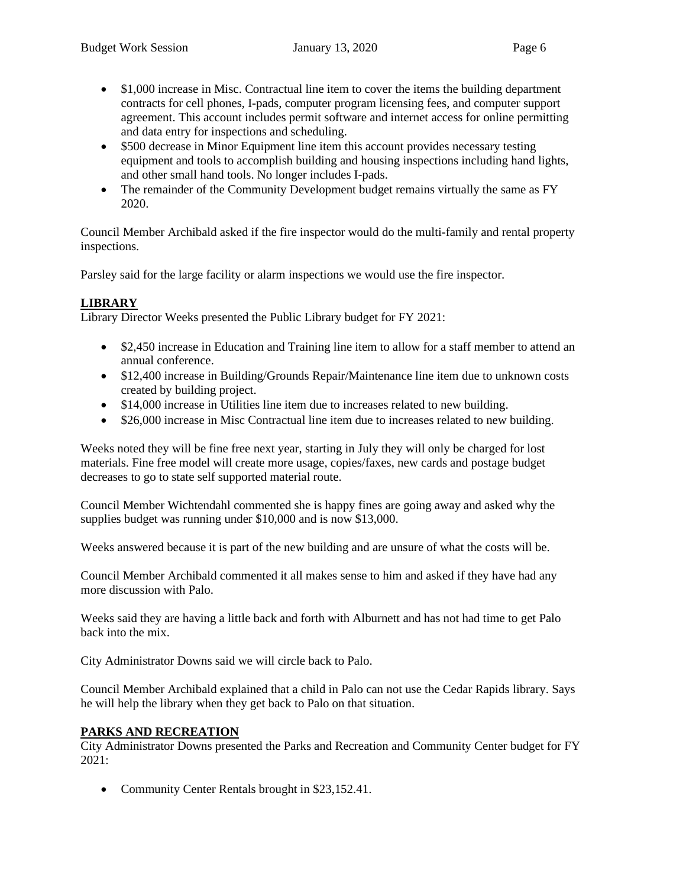- $1,000 increase in Misc. Contractual line item to cover the items the building department contracts for cell phones, I-pads, computer program licensing fees, and computer support agreement. This account includes permit software and internet access for online permitting and data entry for inspections and scheduling.
- $500 decrease in Minor Equipment line item this account provides necessary testing equipment and tools to accomplish building and housing inspections including hand lights, and other small hand tools. No longer includes I-pads.
- The remainder of the Community Development budget remains virtually the same as FY 2020.

Council Member Archibald asked if the fire inspector would do the multi-family and rental property inspections.

Parsley said for the large facility or alarm inspections we would use the fire inspector.

## LIBRARY

Library Director Weeks presented the Public Library budget for FY 2021:

- $2,450 increase in Education and Training line item to allow for a staff member to attend an annual conference.
- $12,400 increase in Building/Grounds Repair/Maintenance line item due to unknown costs created by building project.
- $14,000 increase in Utilities line item due to increases related to new building.
- $26,000 increase in Misc Contractual line item due to increases related to new building.

Weeks noted they will be fine free next year, starting in July they will only be charged for lost materials. Fine free model will create more usage, copies/faxes, new cards and postage budget decreases to go to state self supported material route.

Council Member Wichtendahl commented she is happy fines are going away and asked why the supplies budget was running under $10,000 and is now $13,000.

Weeks answered because it is part of the new building and are unsure of what the costs will be.

Council Member Archibald commented it all makes sense to him and asked if they have had any more discussion with Palo.

Weeks said they are having a little back and forth with Alburnett and has not had time to get Palo back into the mix.

City Administrator Downs said we will circle back to Palo.

Council Member Archibald explained that a child in Palo can not use the Cedar Rapids library. Says he will help the library when they get back to Palo on that situation.

## PARKS AND RECREATION

City Administrator Downs presented the Parks and Recreation and Community Center budget for FY 2021:

- Community Center Rentals brought in $23,152.41.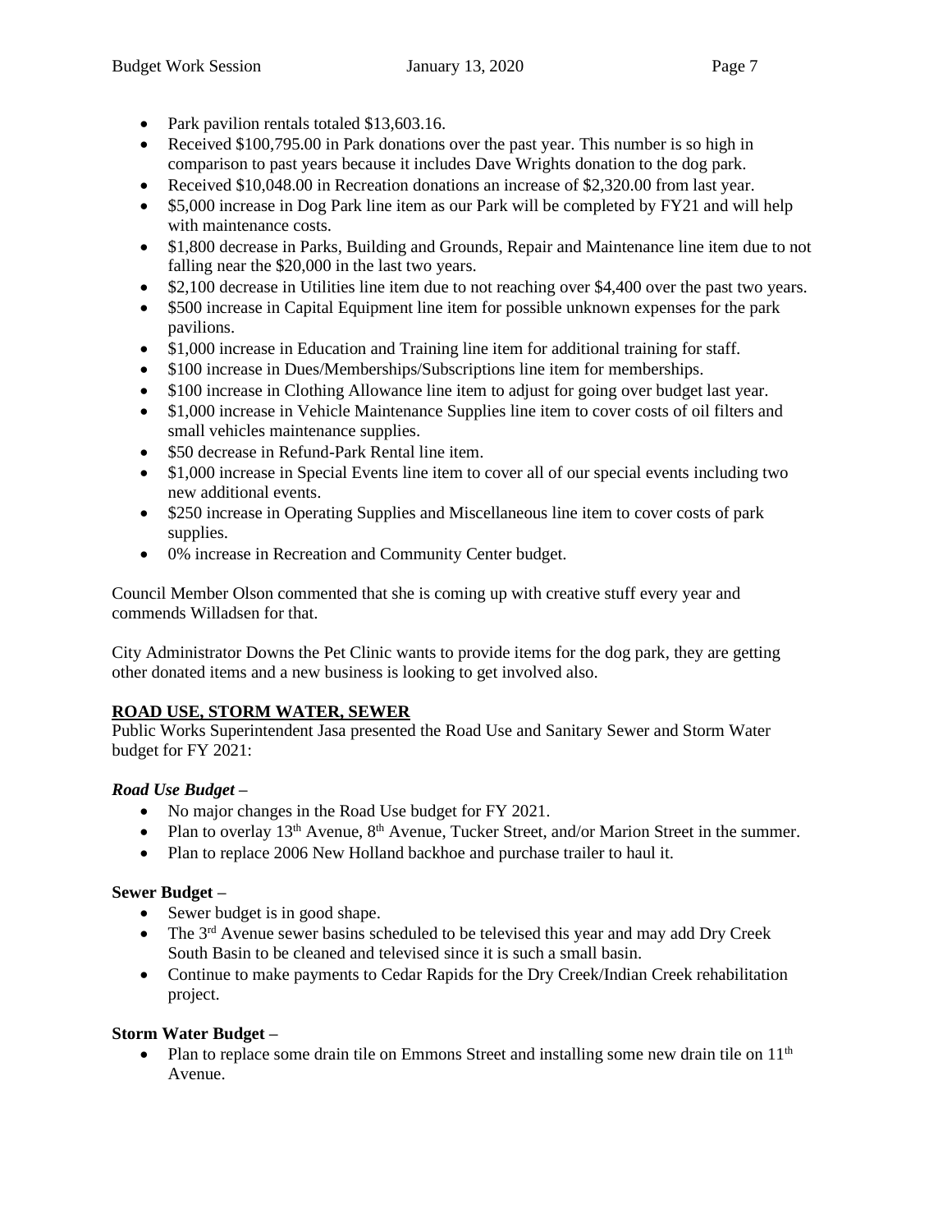- Park pavilion rentals totaled $13,603.16.
- Received $100,795.00 in Park donations over the past year. This number is so high in comparison to past years because it includes Dave Wrights donation to the dog park.
- Received $10,048.00 in Recreation donations an increase of $2,320.00 from last year.
- $5,000 increase in Dog Park line item as our Park will be completed by FY21 and will help with maintenance costs.
- $1,800 decrease in Parks, Building and Grounds, Repair and Maintenance line item due to not falling near the $20,000 in the last two years.
- $2,100 decrease in Utilities line item due to not reaching over $4,400 over the past two years.
- $500 increase in Capital Equipment line item for possible unknown expenses for the park pavilions.
- $1,000 increase in Education and Training line item for additional training for staff.
- $100 increase in Dues/Memberships/Subscriptions line item for memberships.
- $100 increase in Clothing Allowance line item to adjust for going over budget last year.
- $1,000 increase in Vehicle Maintenance Supplies line item to cover costs of oil filters and small vehicles maintenance supplies.
- $50 decrease in Refund-Park Rental line item.
- $1,000 increase in Special Events line item to cover all of our special events including two new additional events.
- $250 increase in Operating Supplies and Miscellaneous line item to cover costs of park supplies.
- 0% increase in Recreation and Community Center budget.

Council Member Olson commented that she is coming up with creative stuff every year and commends Willadsen for that.

City Administrator Downs the Pet Clinic wants to provide items for the dog park, they are getting other donated items and a new business is looking to get involved also.

**ROAD USE, STORM WATER, SEWER**

Public Works Superintendent Jasa presented the Road Use and Sanitary Sewer and Storm Water budget for FY 2021:

***Road Use Budget –***

- No major changes in the Road Use budget for FY 2021.
- Plan to overlay 13th Avenue, 8th Avenue, Tucker Street, and/or Marion Street in the summer.
- Plan to replace 2006 New Holland backhoe and purchase trailer to haul it.

**Sewer Budget –**

- Sewer budget is in good shape.
- The 3rd Avenue sewer basins scheduled to be televised this year and may add Dry Creek South Basin to be cleaned and televised since it is such a small basin.
- Continue to make payments to Cedar Rapids for the Dry Creek/Indian Creek rehabilitation project.

**Storm Water Budget –**

- Plan to replace some drain tile on Emmons Street and installing some new drain tile on 11th Avenue.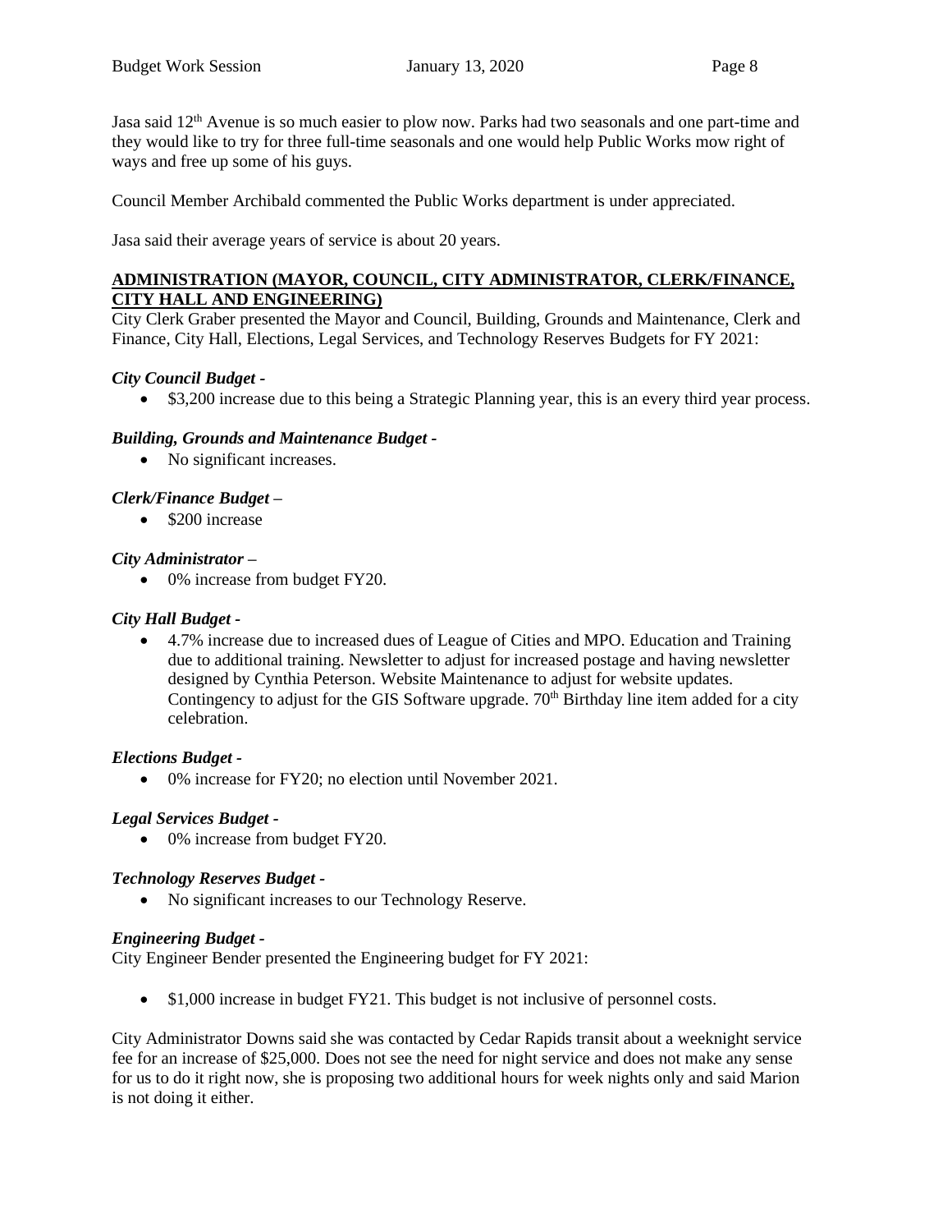Jasa said 12th Avenue is so much easier to plow now. Parks had two seasonals and one part-time and they would like to try for three full-time seasonals and one would help Public Works mow right of ways and free up some of his guys.

Council Member Archibald commented the Public Works department is under appreciated.

Jasa said their average years of service is about 20 years.

**ADMINISTRATION (MAYOR, COUNCIL, CITY ADMINISTRATOR, CLERK/FINANCE, CITY HALL AND ENGINEERING)**

City Clerk Graber presented the Mayor and Council, Building, Grounds and Maintenance, Clerk and Finance, City Hall, Elections, Legal Services, and Technology Reserves Budgets for FY 2021:

***City Council Budget -***

- $3,200 increase due to this being a Strategic Planning year, this is an every third year process.

***Building, Grounds and Maintenance Budget -***

- No significant increases.

***Clerk/Finance Budget –***

- $200 increase

***City Administrator –***

- 0% increase from budget FY20.

***City Hall Budget -***

- 4.7% increase due to increased dues of League of Cities and MPO. Education and Training due to additional training. Newsletter to adjust for increased postage and having newsletter designed by Cynthia Peterson. Website Maintenance to adjust for website updates. Contingency to adjust for the GIS Software upgrade. 70th Birthday line item added for a city celebration.

***Elections Budget -***

- 0% increase for FY20; no election until November 2021.

***Legal Services Budget -***

- 0% increase from budget FY20.

***Technology Reserves Budget -***

- No significant increases to our Technology Reserve.

***Engineering Budget -***

City Engineer Bender presented the Engineering budget for FY 2021:

- $1,000 increase in budget FY21. This budget is not inclusive of personnel costs.

City Administrator Downs said she was contacted by Cedar Rapids transit about a weeknight service fee for an increase of $25,000. Does not see the need for night service and does not make any sense for us to do it right now, she is proposing two additional hours for week nights only and said Marion is not doing it either.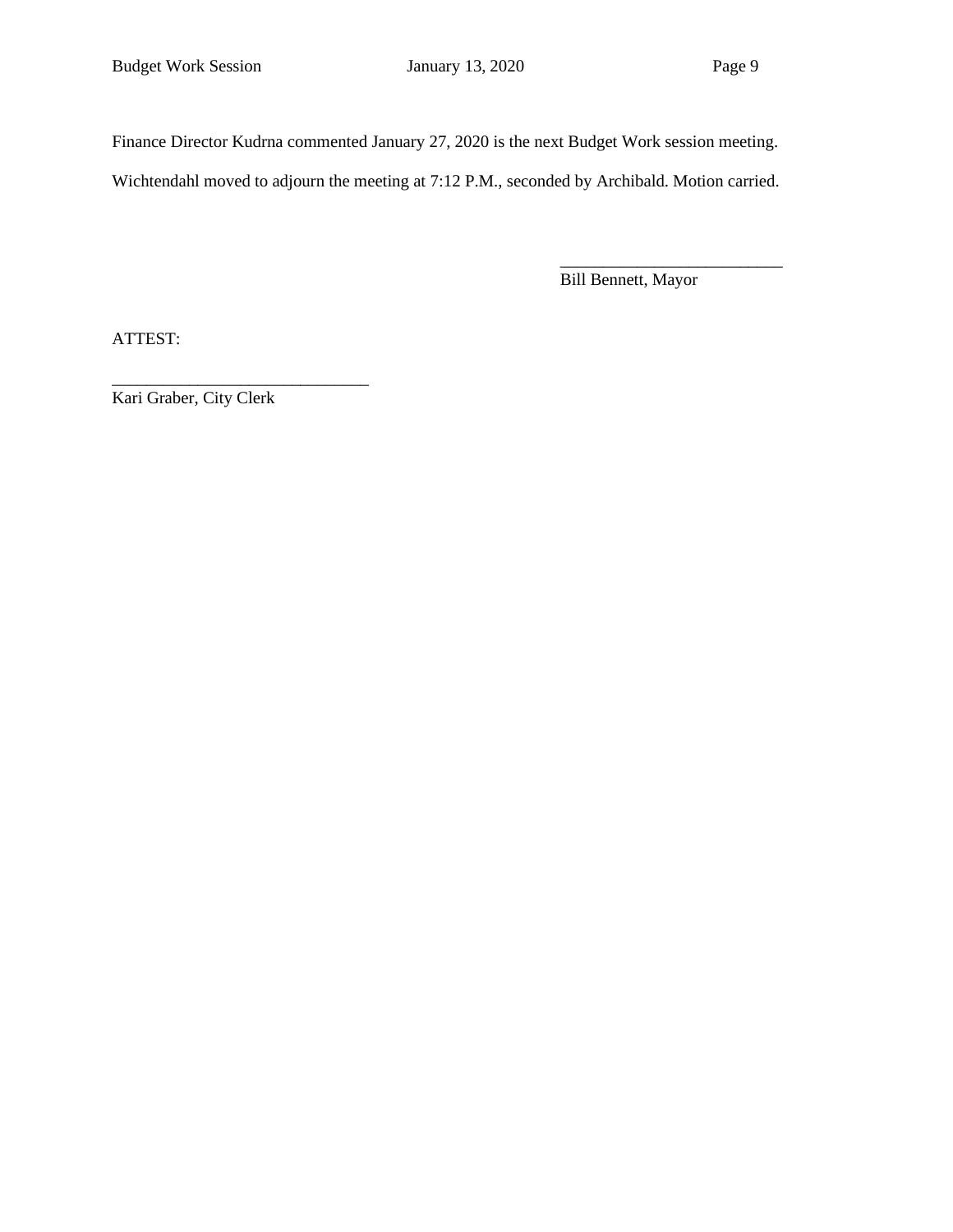Finance Director Kudrna commented January 27, 2020 is the next Budget Work session meeting.

Wichtendahl moved to adjourn the meeting at 7:12 P.M., seconded by Archibald. Motion carried.

___________________________
Bill Bennett, Mayor

ATTEST:

_______________________________
Kari Graber, City Clerk